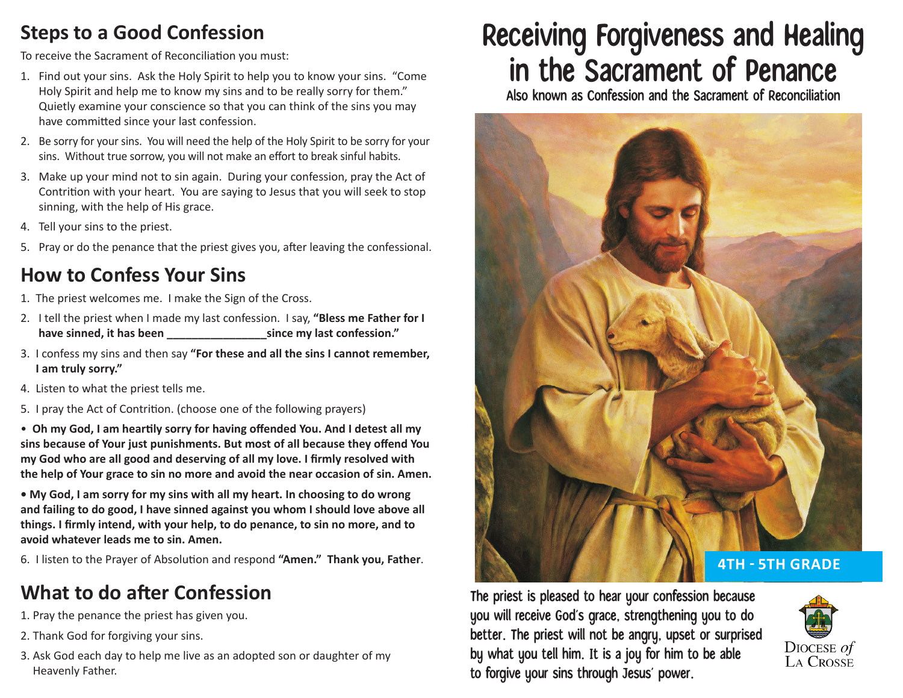## Steps to a Good Confession

To receive the Sacrament of Reconciliation you must:

1. Find out your sins. Ask the Holy Spirit to help you to know your sins. "Come Holy Spirit and help me to know my sins and to be really sorry for them." Quietly examine your conscience so that you can think of the sins you may have committed since your last confession.
2. Be sorry for your sins. You will need the help of the Holy Spirit to be sorry for your sins. Without true sorrow, you will not make an effort to break sinful habits.
3. Make up your mind not to sin again. During your confession, pray the Act of Contrition with your heart. You are saying to Jesus that you will seek to stop sinning, with the help of His grace.
4. Tell your sins to the priest.
5. Pray or do the penance that the priest gives you, after leaving the confessional.

## How to Confess Your Sins

1. The priest welcomes me. I make the Sign of the Cross.
2. I tell the priest when I made my last confession. I say, **"Bless me Father for I have sinned, it has been ________________since my last confession."**
3. I confess my sins and then say **"For these and all the sins I cannot remember, I am truly sorry."**
4. Listen to what the priest tells me.
5. I pray the Act of Contrition. (choose one of the following prayers)

- **Oh my God, I am heartily sorry for having offended You. And I detest all my sins because of Your just punishments. But most of all because they offend You my God who are all good and deserving of all my love. I firmly resolved with the help of Your grace to sin no more and avoid the near occasion of sin. Amen.**
- **My God, I am sorry for my sins with all my heart. In choosing to do wrong and failing to do good, I have sinned against you whom I should love above all things. I firmly intend, with your help, to do penance, to sin no more, and to avoid whatever leads me to sin. Amen.**

6. I listen to the Prayer of Absolution and respond **"Amen." Thank you, Father**.

## What to do after Confession

1. Pray the penance the priest has given you.
2. Thank God for forgiving your sins.
3. Ask God each day to help me live as an adopted son or daughter of my Heavenly Father.

# Receiving Forgiveness and Healing in the Sacrament of Penance

Also known as Confession and the Sacrament of Reconciliation

**4TH - 5TH GRADE**

The priest is pleased to hear your confession because you will receive God's grace, strengthening you to do better. The priest will not be angry, upset or surprised by what you tell him. It is a joy for him to be able to forgive your sins through Jesus' power.

Diocese *of* La Crosse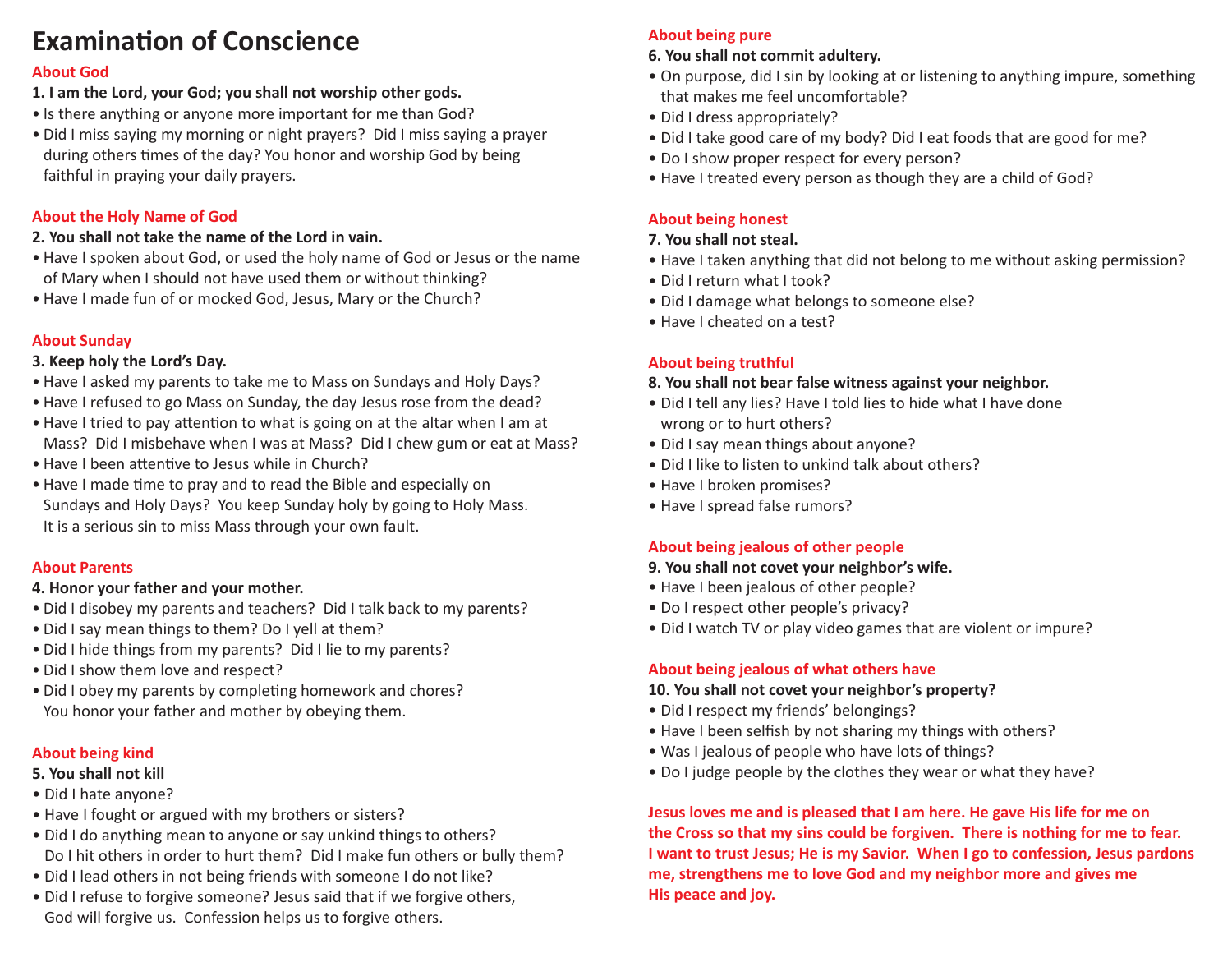# Examination of Conscience

## About God

**1. I am the Lord, your God; you shall not worship other gods.**

- Is there anything or anyone more important for me than God?
- Did I miss saying my morning or night prayers? Did I miss saying a prayer during others times of the day? You honor and worship God by being faithful in praying your daily prayers.

## About the Holy Name of God

**2. You shall not take the name of the Lord in vain.**

- Have I spoken about God, or used the holy name of God or Jesus or the name of Mary when I should not have used them or without thinking?
- Have I made fun of or mocked God, Jesus, Mary or the Church?

## About Sunday

**3. Keep holy the Lord's Day.**

- Have I asked my parents to take me to Mass on Sundays and Holy Days?
- Have I refused to go Mass on Sunday, the day Jesus rose from the dead?
- Have I tried to pay attention to what is going on at the altar when I am at Mass? Did I misbehave when I was at Mass? Did I chew gum or eat at Mass?
- Have I been attentive to Jesus while in Church?
- Have I made time to pray and to read the Bible and especially on Sundays and Holy Days? You keep Sunday holy by going to Holy Mass. It is a serious sin to miss Mass through your own fault.

## About Parents

**4. Honor your father and your mother.**

- Did I disobey my parents and teachers? Did I talk back to my parents?
- Did I say mean things to them? Do I yell at them?
- Did I hide things from my parents? Did I lie to my parents?
- Did I show them love and respect?
- Did I obey my parents by completing homework and chores? You honor your father and mother by obeying them.

## About being kind

**5. You shall not kill**

- Did I hate anyone?
- Have I fought or argued with my brothers or sisters?
- Did I do anything mean to anyone or say unkind things to others? Do I hit others in order to hurt them? Did I make fun others or bully them?
- Did I lead others in not being friends with someone I do not like?
- Did I refuse to forgive someone? Jesus said that if we forgive others, God will forgive us. Confession helps us to forgive others.

## About being pure

**6. You shall not commit adultery.**

- On purpose, did I sin by looking at or listening to anything impure, something that makes me feel uncomfortable?
- Did I dress appropriately?
- Did I take good care of my body? Did I eat foods that are good for me?
- Do I show proper respect for every person?
- Have I treated every person as though they are a child of God?

## About being honest

**7. You shall not steal.**

- Have I taken anything that did not belong to me without asking permission?
- Did I return what I took?
- Did I damage what belongs to someone else?
- Have I cheated on a test?

## About being truthful

**8. You shall not bear false witness against your neighbor.**

- Did I tell any lies? Have I told lies to hide what I have done wrong or to hurt others?
- Did I say mean things about anyone?
- Did I like to listen to unkind talk about others?
- Have I broken promises?
- Have I spread false rumors?

## About being jealous of other people

**9. You shall not covet your neighbor's wife.**

- Have I been jealous of other people?
- Do I respect other people's privacy?
- Did I watch TV or play video games that are violent or impure?

## About being jealous of what others have

**10. You shall not covet your neighbor's property?**

- Did I respect my friends' belongings?
- Have I been selfish by not sharing my things with others?
- Was I jealous of people who have lots of things?
- Do I judge people by the clothes they wear or what they have?

**Jesus loves me and is pleased that I am here. He gave His life for me on the Cross so that my sins could be forgiven. There is nothing for me to fear. I want to trust Jesus; He is my Savior. When I go to confession, Jesus pardons me, strengthens me to love God and my neighbor more and gives me His peace and joy.**